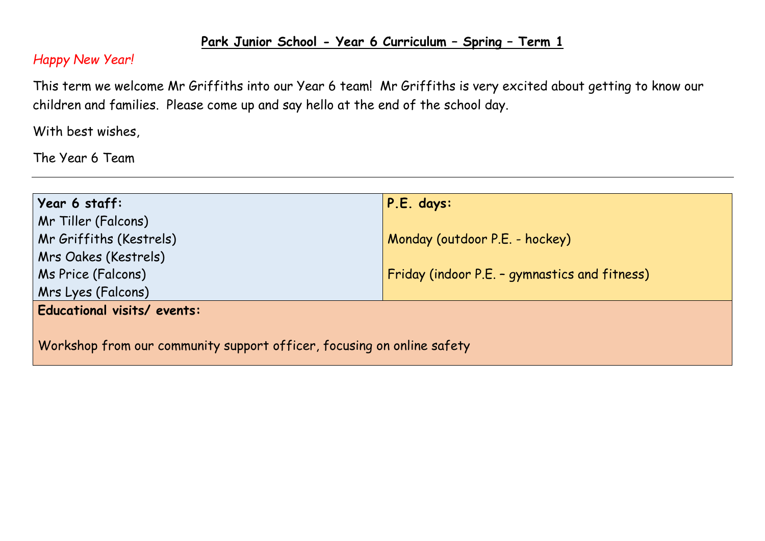**Park Junior School - Year 6 Curriculum – Spring – Term 1**

*Happy New Year!*

This term we welcome Mr Griffiths into our Year 6 team! Mr Griffiths is very excited about getting to know our children and families. Please come up and say hello at the end of the school day.

With best wishes,

The Year 6 Team

---

| **Year 6 staff:** | **P.E. days:** |
|---|---|
| Mr Tiller (Falcons)<br>Mr Griffiths (Kestrels)<br>Mrs Oakes (Kestrels)<br>Ms Price (Falcons)<br>Mrs Lyes (Falcons) | Monday (outdoor P.E. - hockey)<br><br>Friday (indoor P.E. – gymnastics and fitness) |
| **Educational visits/ events:**<br><br>Workshop from our community support officer, focusing on online safety | |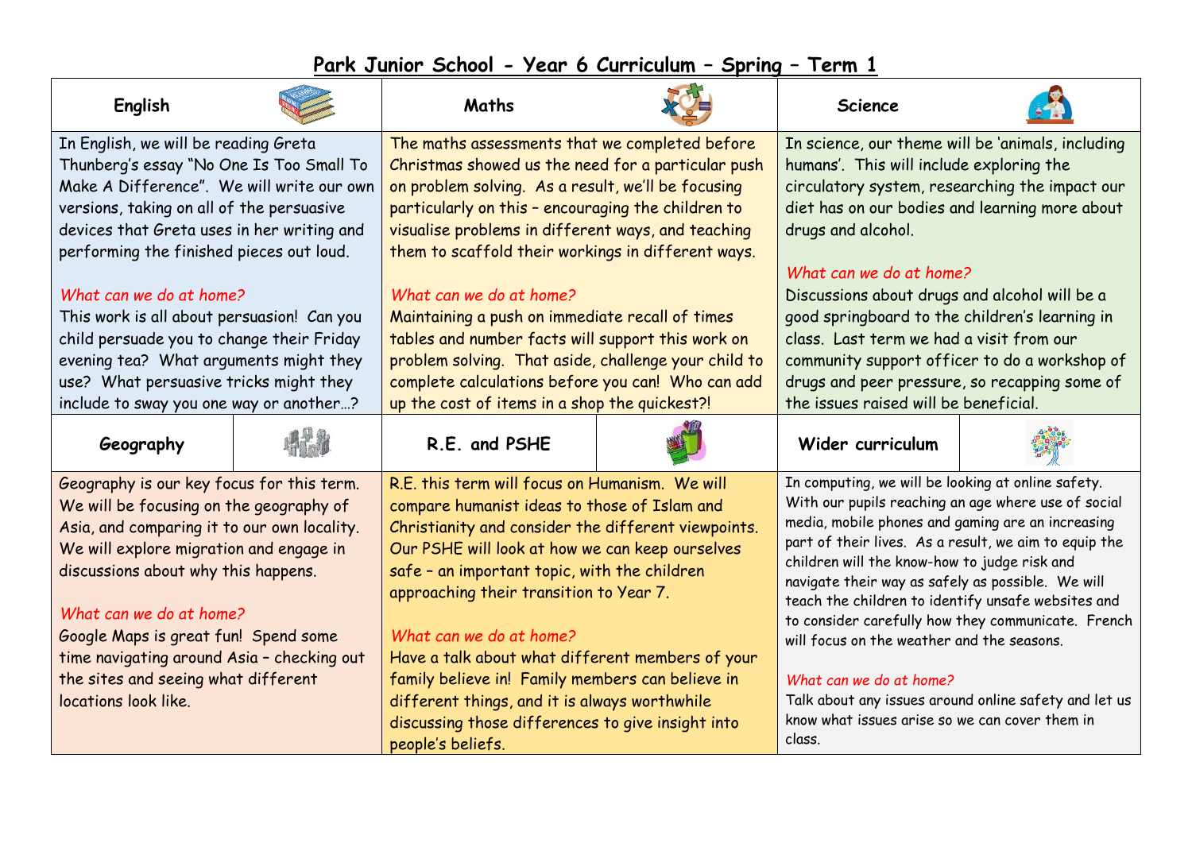# Park Junior School - Year 6 Curriculum – Spring – Term 1

## English

In English, we will be reading Greta Thunberg's essay "No One Is Too Small To Make A Difference". We will write our own versions, taking on all of the persuasive devices that Greta uses in her writing and performing the finished pieces out loud.

*What can we do at home?*

This work is all about persuasion! Can you child persuade you to change their Friday evening tea? What arguments might they use? What persuasive tricks might they include to sway you one way or another…?

## Maths

The maths assessments that we completed before Christmas showed us the need for a particular push on problem solving. As a result, we'll be focusing particularly on this – encouraging the children to visualise problems in different ways, and teaching them to scaffold their workings in different ways.

*What can we do at home?*

Maintaining a push on immediate recall of times tables and number facts will support this work on problem solving. That aside, challenge your child to complete calculations before you can! Who can add up the cost of items in a shop the quickest?!

## Science

In science, our theme will be 'animals, including humans'. This will include exploring the circulatory system, researching the impact our diet has on our bodies and learning more about drugs and alcohol.

*What can we do at home?*

Discussions about drugs and alcohol will be a good springboard to the children's learning in class. Last term we had a visit from our community support officer to do a workshop of drugs and peer pressure, so recapping some of the issues raised will be beneficial.

## Geography

Geography is our key focus for this term. We will be focusing on the geography of Asia, and comparing it to our own locality. We will explore migration and engage in discussions about why this happens.

*What can we do at home?*

Google Maps is great fun! Spend some time navigating around Asia – checking out the sites and seeing what different locations look like.

## R.E. and PSHE

R.E. this term will focus on Humanism. We will compare humanist ideas to those of Islam and Christianity and consider the different viewpoints. Our PSHE will look at how we can keep ourselves safe – an important topic, with the children approaching their transition to Year 7.

*What can we do at home?*

Have a talk about what different members of your family believe in! Family members can believe in different things, and it is always worthwhile discussing those differences to give insight into people's beliefs.

## Wider curriculum

In computing, we will be looking at online safety. With our pupils reaching an age where use of social media, mobile phones and gaming are an increasing part of their lives. As a result, we aim to equip the children will the know-how to judge risk and navigate their way as safely as possible. We will teach the children to identify unsafe websites and to consider carefully how they communicate. French will focus on the weather and the seasons.

*What can we do at home?*

Talk about any issues around online safety and let us know what issues arise so we can cover them in class.